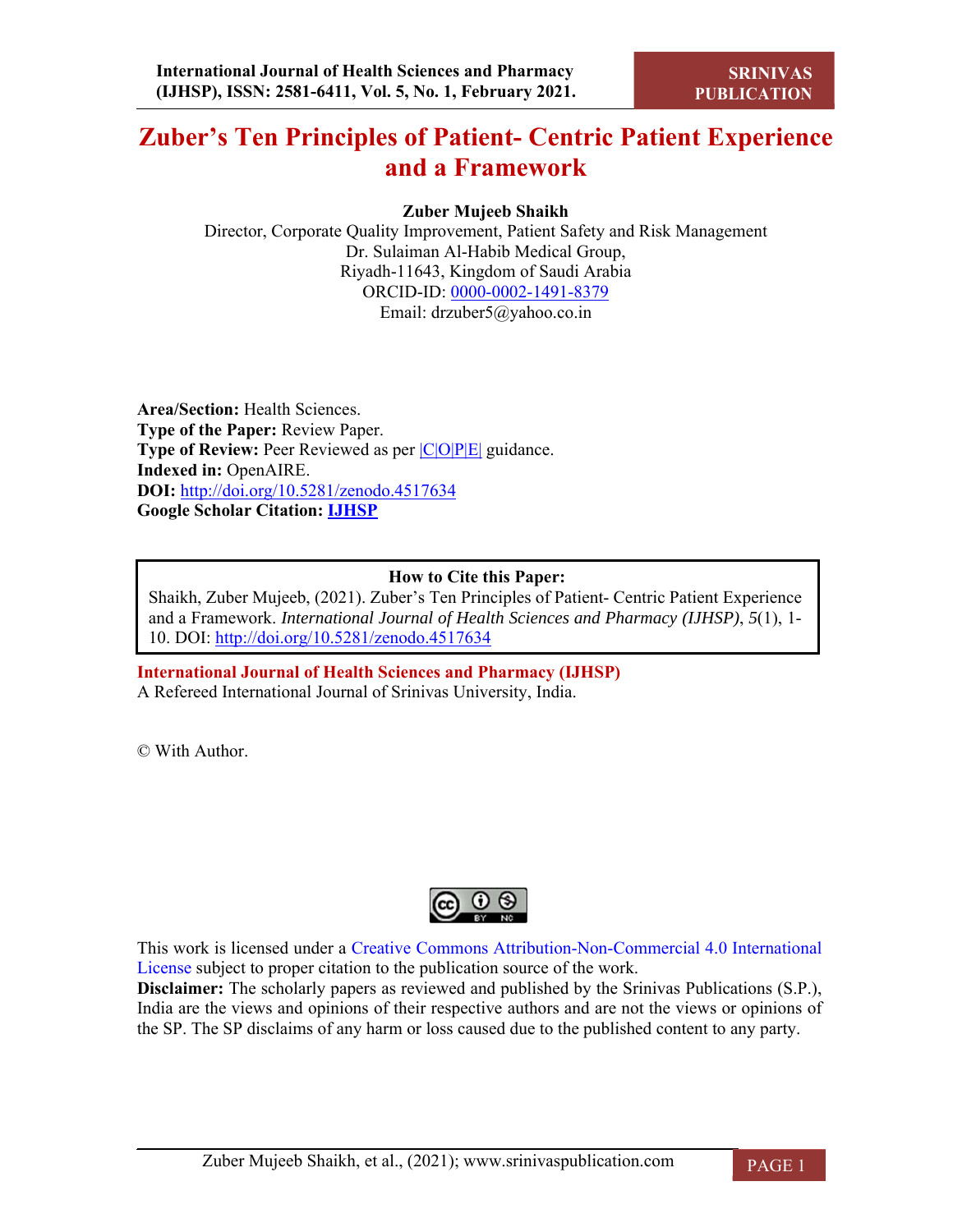# Zuber's Ten Principles of Patient- Centric Patient Experience and a Framework

**Zuber Mujeeb Shaikh**
Director, Corporate Quality Improvement, Patient Safety and Risk Management
Dr. Sulaiman Al-Habib Medical Group,
Riyadh-11643, Kingdom of Saudi Arabia
ORCID-ID: 0000-0002-1491-8379
Email: drzuber5@yahoo.co.in

**Area/Section:** Health Sciences.
**Type of the Paper:** Review Paper.
**Type of Review:** Peer Reviewed as per |C|O|P|E| guidance.
**Indexed in:** OpenAIRE.
**DOI:** http://doi.org/10.5281/zenodo.4517634
**Google Scholar Citation:** **IJHSP**

**How to Cite this Paper:**
Shaikh, Zuber Mujeeb, (2021). Zuber's Ten Principles of Patient- Centric Patient Experience and a Framework. *International Journal of Health Sciences and Pharmacy (IJHSP)*, *5*(1), 1-10. DOI: http://doi.org/10.5281/zenodo.4517634

**International Journal of Health Sciences and Pharmacy (IJHSP)**
A Refereed International Journal of Srinivas University, India.

© With Author.

This work is licensed under a Creative Commons Attribution-Non-Commercial 4.0 International License subject to proper citation to the publication source of the work.
**Disclaimer:** The scholarly papers as reviewed and published by the Srinivas Publications (S.P.), India are the views and opinions of their respective authors and are not the views or opinions of the SP. The SP disclaims of any harm or loss caused due to the published content to any party.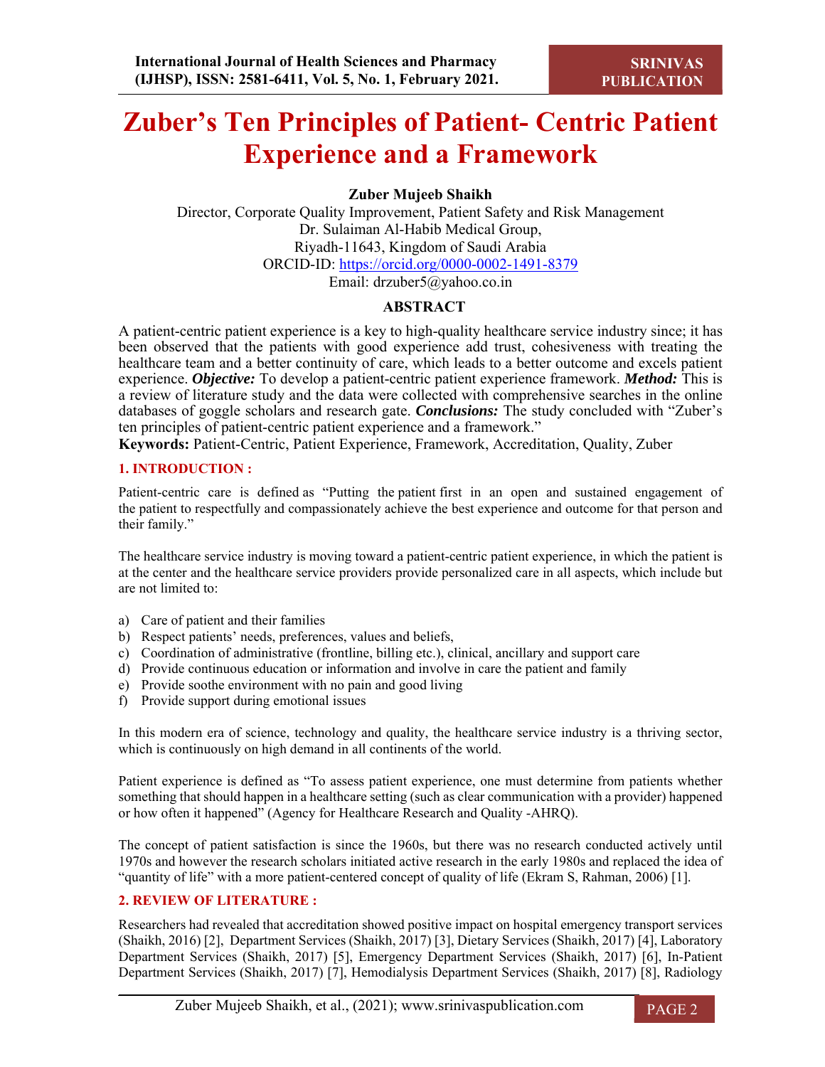# Zuber's Ten Principles of Patient- Centric Patient Experience and a Framework

**Zuber Mujeeb Shaikh**

Director, Corporate Quality Improvement, Patient Safety and Risk Management
Dr. Sulaiman Al-Habib Medical Group,
Riyadh-11643, Kingdom of Saudi Arabia
ORCID-ID: https://orcid.org/0000-0002-1491-8379
Email: drzuber5@yahoo.co.in

## ABSTRACT

A patient-centric patient experience is a key to high-quality healthcare service industry since; it has been observed that the patients with good experience add trust, cohesiveness with treating the healthcare team and a better continuity of care, which leads to a better outcome and excels patient experience. ***Objective:*** To develop a patient-centric patient experience framework. ***Method:*** This is a review of literature study and the data were collected with comprehensive searches in the online databases of goggle scholars and research gate. ***Conclusions:*** The study concluded with "Zuber's ten principles of patient-centric patient experience and a framework."

**Keywords:** Patient-Centric, Patient Experience, Framework, Accreditation, Quality, Zuber

## 1. INTRODUCTION :

Patient-centric care is defined as "Putting the patient first in an open and sustained engagement of the patient to respectfully and compassionately achieve the best experience and outcome for that person and their family."

The healthcare service industry is moving toward a patient-centric patient experience, in which the patient is at the center and the healthcare service providers provide personalized care in all aspects, which include but are not limited to:

a) Care of patient and their families
b) Respect patients' needs, preferences, values and beliefs,
c) Coordination of administrative (frontline, billing etc.), clinical, ancillary and support care
d) Provide continuous education or information and involve in care the patient and family
e) Provide soothe environment with no pain and good living
f) Provide support during emotional issues

In this modern era of science, technology and quality, the healthcare service industry is a thriving sector, which is continuously on high demand in all continents of the world.

Patient experience is defined as "To assess patient experience, one must determine from patients whether something that should happen in a healthcare setting (such as clear communication with a provider) happened or how often it happened" (Agency for Healthcare Research and Quality -AHRQ).

The concept of patient satisfaction is since the 1960s, but there was no research conducted actively until 1970s and however the research scholars initiated active research in the early 1980s and replaced the idea of "quantity of life" with a more patient-centered concept of quality of life (Ekram S, Rahman, 2006) [1].

## 2. REVIEW OF LITERATURE :

Researchers had revealed that accreditation showed positive impact on hospital emergency transport services (Shaikh, 2016) [2], Department Services (Shaikh, 2017) [3], Dietary Services (Shaikh, 2017) [4], Laboratory Department Services (Shaikh, 2017) [5], Emergency Department Services (Shaikh, 2017) [6], In-Patient Department Services (Shaikh, 2017) [7], Hemodialysis Department Services (Shaikh, 2017) [8], Radiology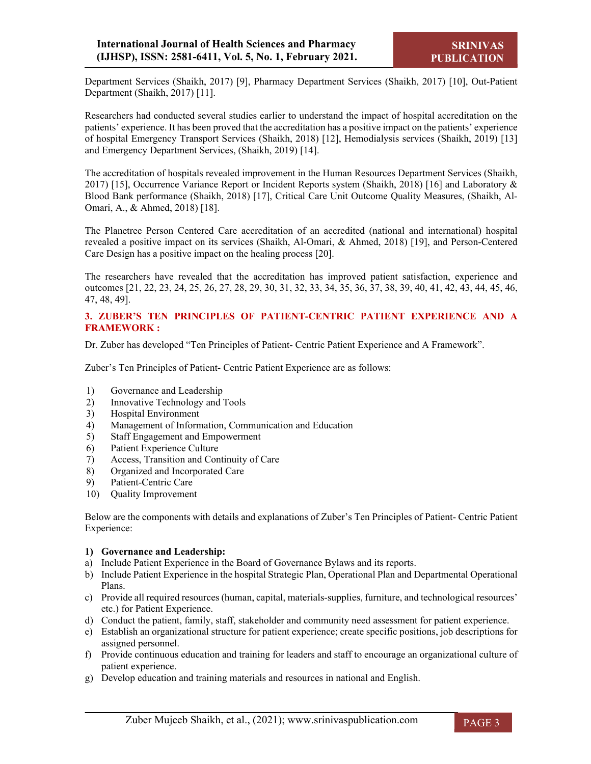Department Services (Shaikh, 2017) [9], Pharmacy Department Services (Shaikh, 2017) [10], Out-Patient Department (Shaikh, 2017) [11].

Researchers had conducted several studies earlier to understand the impact of hospital accreditation on the patients' experience. It has been proved that the accreditation has a positive impact on the patients' experience of hospital Emergency Transport Services (Shaikh, 2018) [12], Hemodialysis services (Shaikh, 2019) [13] and Emergency Department Services, (Shaikh, 2019) [14].

The accreditation of hospitals revealed improvement in the Human Resources Department Services (Shaikh, 2017) [15], Occurrence Variance Report or Incident Reports system (Shaikh, 2018) [16] and Laboratory & Blood Bank performance (Shaikh, 2018) [17], Critical Care Unit Outcome Quality Measures, (Shaikh, Al-Omari, A., & Ahmed, 2018) [18].

The Planetree Person Centered Care accreditation of an accredited (national and international) hospital revealed a positive impact on its services (Shaikh, Al-Omari, & Ahmed, 2018) [19], and Person-Centered Care Design has a positive impact on the healing process [20].

The researchers have revealed that the accreditation has improved patient satisfaction, experience and outcomes [21, 22, 23, 24, 25, 26, 27, 28, 29, 30, 31, 32, 33, 34, 35, 36, 37, 38, 39, 40, 41, 42, 43, 44, 45, 46, 47, 48, 49].

## 3. ZUBER'S TEN PRINCIPLES OF PATIENT-CENTRIC PATIENT EXPERIENCE AND A FRAMEWORK :

Dr. Zuber has developed "Ten Principles of Patient- Centric Patient Experience and A Framework".

Zuber's Ten Principles of Patient- Centric Patient Experience are as follows:

1) Governance and Leadership
2) Innovative Technology and Tools
3) Hospital Environment
4) Management of Information, Communication and Education
5) Staff Engagement and Empowerment
6) Patient Experience Culture
7) Access, Transition and Continuity of Care
8) Organized and Incorporated Care
9) Patient-Centric Care
10) Quality Improvement

Below are the components with details and explanations of Zuber's Ten Principles of Patient- Centric Patient Experience:

**1) Governance and Leadership:**

a) Include Patient Experience in the Board of Governance Bylaws and its reports.
b) Include Patient Experience in the hospital Strategic Plan, Operational Plan and Departmental Operational Plans.
c) Provide all required resources (human, capital, materials-supplies, furniture, and technological resources' etc.) for Patient Experience.
d) Conduct the patient, family, staff, stakeholder and community need assessment for patient experience.
e) Establish an organizational structure for patient experience; create specific positions, job descriptions for assigned personnel.
f) Provide continuous education and training for leaders and staff to encourage an organizational culture of patient experience.
g) Develop education and training materials and resources in national and English.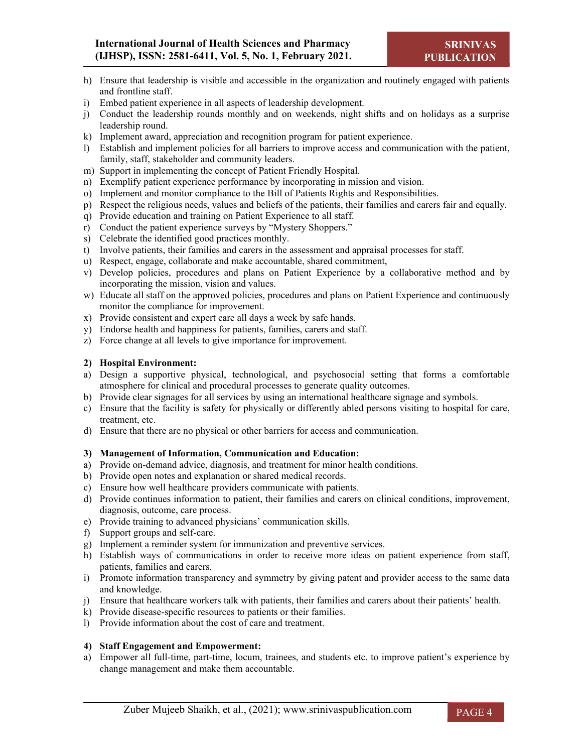h) Ensure that leadership is visible and accessible in the organization and routinely engaged with patients and frontline staff.
i) Embed patient experience in all aspects of leadership development.
j) Conduct the leadership rounds monthly and on weekends, night shifts and on holidays as a surprise leadership round.
k) Implement award, appreciation and recognition program for patient experience.
l) Establish and implement policies for all barriers to improve access and communication with the patient, family, staff, stakeholder and community leaders.
m) Support in implementing the concept of Patient Friendly Hospital.
n) Exemplify patient experience performance by incorporating in mission and vision.
o) Implement and monitor compliance to the Bill of Patients Rights and Responsibilities.
p) Respect the religious needs, values and beliefs of the patients, their families and carers fair and equally.
q) Provide education and training on Patient Experience to all staff.
r) Conduct the patient experience surveys by "Mystery Shoppers."
s) Celebrate the identified good practices monthly.
t) Involve patients, their families and carers in the assessment and appraisal processes for staff.
u) Respect, engage, collaborate and make accountable, shared commitment,
v) Develop policies, procedures and plans on Patient Experience by a collaborative method and by incorporating the mission, vision and values.
w) Educate all staff on the approved policies, procedures and plans on Patient Experience and continuously monitor the compliance for improvement.
x) Provide consistent and expert care all days a week by safe hands.
y) Endorse health and happiness for patients, families, carers and staff.
z) Force change at all levels to give importance for improvement.

**2) Hospital Environment:**

a) Design a supportive physical, technological, and psychosocial setting that forms a comfortable atmosphere for clinical and procedural processes to generate quality outcomes.
b) Provide clear signages for all services by using an international healthcare signage and symbols.
c) Ensure that the facility is safety for physically or differently abled persons visiting to hospital for care, treatment, etc.
d) Ensure that there are no physical or other barriers for access and communication.

**3) Management of Information, Communication and Education:**

a) Provide on-demand advice, diagnosis, and treatment for minor health conditions.
b) Provide open notes and explanation or shared medical records.
c) Ensure how well healthcare providers communicate with patients.
d) Provide continues information to patient, their families and carers on clinical conditions, improvement, diagnosis, outcome, care process.
e) Provide training to advanced physicians' communication skills.
f) Support groups and self-care.
g) Implement a reminder system for immunization and preventive services.
h) Establish ways of communications in order to receive more ideas on patient experience from staff, patients, families and carers.
i) Promote information transparency and symmetry by giving patent and provider access to the same data and knowledge.
j) Ensure that healthcare workers talk with patients, their families and carers about their patients' health.
k) Provide disease-specific resources to patients or their families.
l) Provide information about the cost of care and treatment.

**4) Staff Engagement and Empowerment:**

a) Empower all full-time, part-time, locum, trainees, and students etc. to improve patient's experience by change management and make them accountable.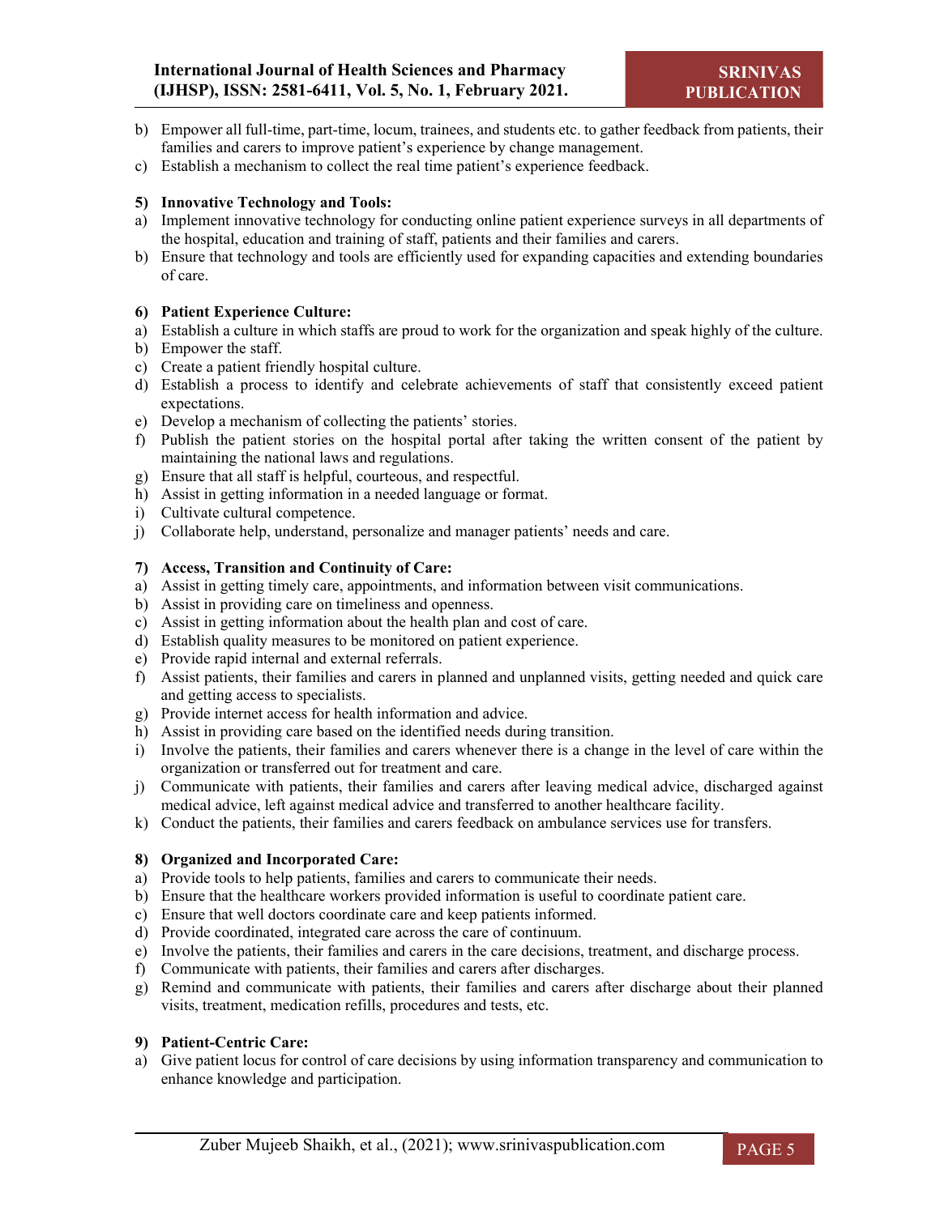b) Empower all full-time, part-time, locum, trainees, and students etc. to gather feedback from patients, their families and carers to improve patient's experience by change management.
c) Establish a mechanism to collect the real time patient's experience feedback.

**5) Innovative Technology and Tools:**

a) Implement innovative technology for conducting online patient experience surveys in all departments of the hospital, education and training of staff, patients and their families and carers.
b) Ensure that technology and tools are efficiently used for expanding capacities and extending boundaries of care.

**6) Patient Experience Culture:**

a) Establish a culture in which staffs are proud to work for the organization and speak highly of the culture.
b) Empower the staff.
c) Create a patient friendly hospital culture.
d) Establish a process to identify and celebrate achievements of staff that consistently exceed patient expectations.
e) Develop a mechanism of collecting the patients' stories.
f) Publish the patient stories on the hospital portal after taking the written consent of the patient by maintaining the national laws and regulations.
g) Ensure that all staff is helpful, courteous, and respectful.
h) Assist in getting information in a needed language or format.
i) Cultivate cultural competence.
j) Collaborate help, understand, personalize and manager patients' needs and care.

**7) Access, Transition and Continuity of Care:**

a) Assist in getting timely care, appointments, and information between visit communications.
b) Assist in providing care on timeliness and openness.
c) Assist in getting information about the health plan and cost of care.
d) Establish quality measures to be monitored on patient experience.
e) Provide rapid internal and external referrals.
f) Assist patients, their families and carers in planned and unplanned visits, getting needed and quick care and getting access to specialists.
g) Provide internet access for health information and advice.
h) Assist in providing care based on the identified needs during transition.
i) Involve the patients, their families and carers whenever there is a change in the level of care within the organization or transferred out for treatment and care.
j) Communicate with patients, their families and carers after leaving medical advice, discharged against medical advice, left against medical advice and transferred to another healthcare facility.
k) Conduct the patients, their families and carers feedback on ambulance services use for transfers.

**8) Organized and Incorporated Care:**

a) Provide tools to help patients, families and carers to communicate their needs.
b) Ensure that the healthcare workers provided information is useful to coordinate patient care.
c) Ensure that well doctors coordinate care and keep patients informed.
d) Provide coordinated, integrated care across the care of continuum.
e) Involve the patients, their families and carers in the care decisions, treatment, and discharge process.
f) Communicate with patients, their families and carers after discharges.
g) Remind and communicate with patients, their families and carers after discharge about their planned visits, treatment, medication refills, procedures and tests, etc.

**9) Patient-Centric Care:**

a) Give patient locus for control of care decisions by using information transparency and communication to enhance knowledge and participation.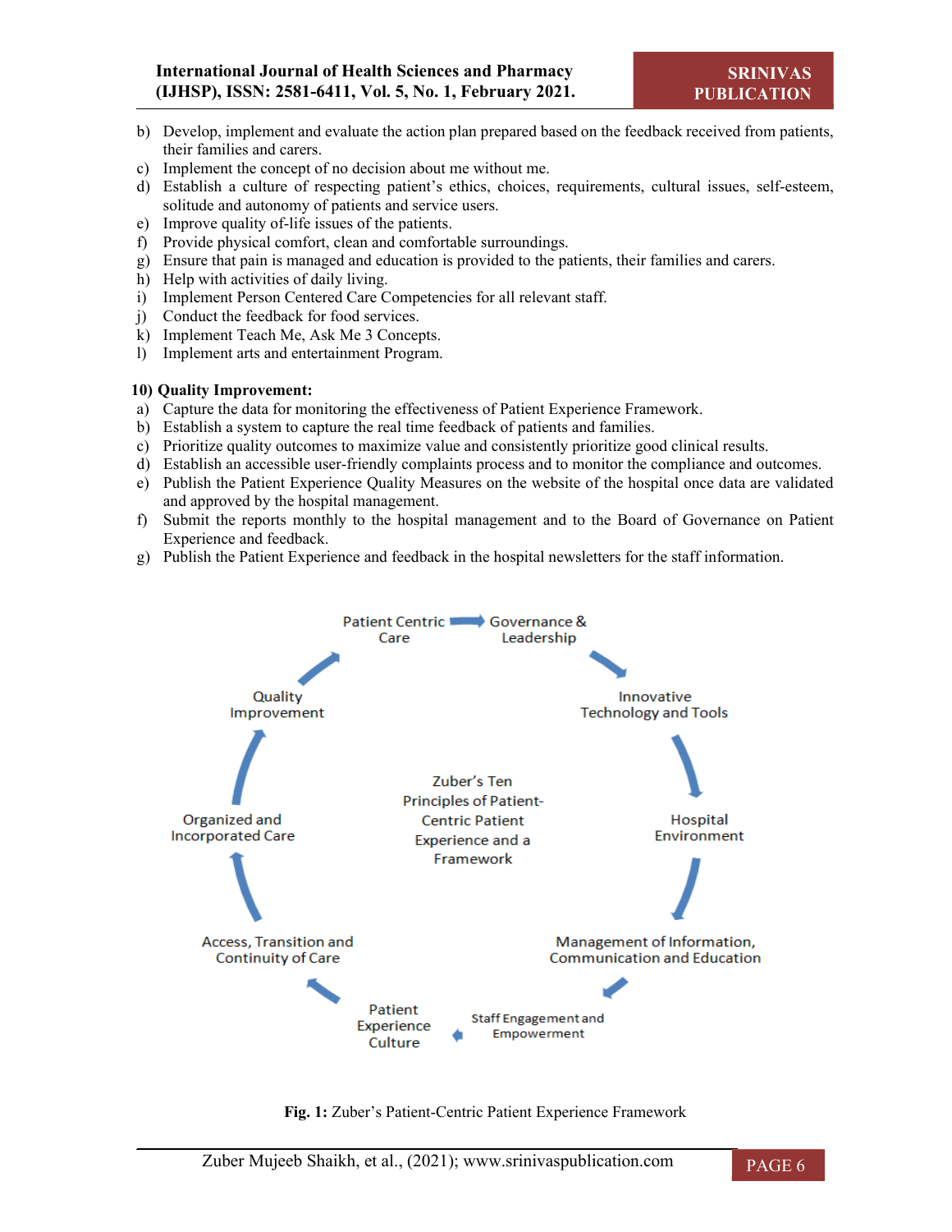b) Develop, implement and evaluate the action plan prepared based on the feedback received from patients, their families and carers.
c) Implement the concept of no decision about me without me.
d) Establish a culture of respecting patient's ethics, choices, requirements, cultural issues, self-esteem, solitude and autonomy of patients and service users.
e) Improve quality of-life issues of the patients.
f) Provide physical comfort, clean and comfortable surroundings.
g) Ensure that pain is managed and education is provided to the patients, their families and carers.
h) Help with activities of daily living.
i) Implement Person Centered Care Competencies for all relevant staff.
j) Conduct the feedback for food services.
k) Implement Teach Me, Ask Me 3 Concepts.
l) Implement arts and entertainment Program.

**10) Quality Improvement:**

a) Capture the data for monitoring the effectiveness of Patient Experience Framework.
b) Establish a system to capture the real time feedback of patients and families.
c) Prioritize quality outcomes to maximize value and consistently prioritize good clinical results.
d) Establish an accessible user-friendly complaints process and to monitor the compliance and outcomes.
e) Publish the Patient Experience Quality Measures on the website of the hospital once data are validated and approved by the hospital management.
f) Submit the reports monthly to the hospital management and to the Board of Governance on Patient Experience and feedback.
g) Publish the Patient Experience and feedback in the hospital newsletters for the staff information.

Patient Centric Care → Governance & Leadership → Innovative Technology and Tools → Hospital Environment → Management of Information, Communication and Education → Staff Engagement and Empowerment → Patient Experience Culture → Access, Transition and Continuity of Care → Organized and Incorporated Care → Quality Improvement → Patient Centric Care

Zuber's Ten Principles of Patient-Centric Patient Experience and a Framework

**Fig. 1:** Zuber's Patient-Centric Patient Experience Framework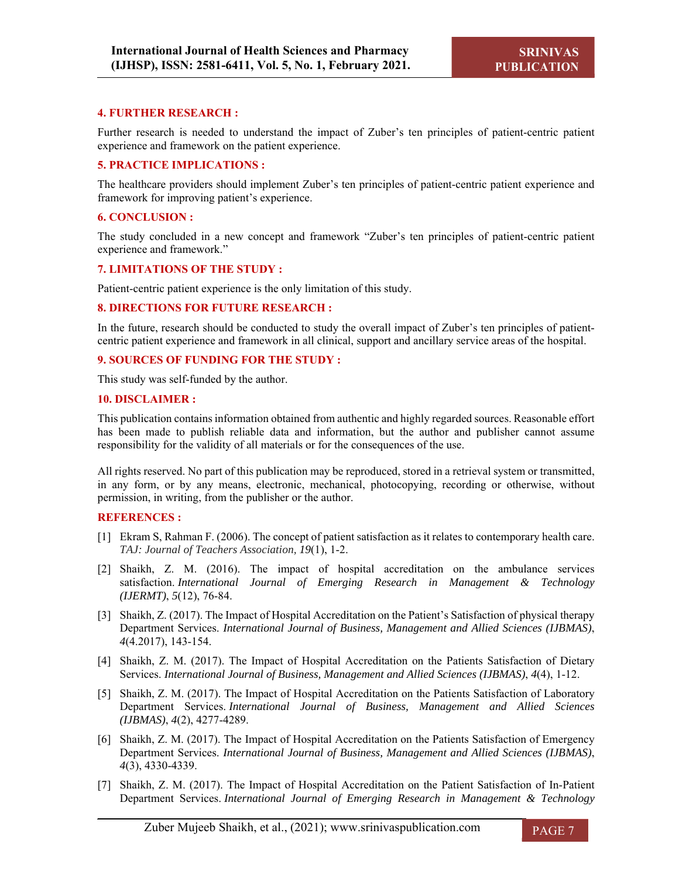## 4. FURTHER RESEARCH :

Further research is needed to understand the impact of Zuber's ten principles of patient-centric patient experience and framework on the patient experience.

## 5. PRACTICE IMPLICATIONS :

The healthcare providers should implement Zuber's ten principles of patient-centric patient experience and framework for improving patient's experience.

## 6. CONCLUSION :

The study concluded in a new concept and framework "Zuber's ten principles of patient-centric patient experience and framework."

## 7. LIMITATIONS OF THE STUDY :

Patient-centric patient experience is the only limitation of this study.

## 8. DIRECTIONS FOR FUTURE RESEARCH :

In the future, research should be conducted to study the overall impact of Zuber's ten principles of patient-centric patient experience and framework in all clinical, support and ancillary service areas of the hospital.

## 9. SOURCES OF FUNDING FOR THE STUDY :

This study was self-funded by the author.

## 10. DISCLAIMER :

This publication contains information obtained from authentic and highly regarded sources. Reasonable effort has been made to publish reliable data and information, but the author and publisher cannot assume responsibility for the validity of all materials or for the consequences of the use.

All rights reserved. No part of this publication may be reproduced, stored in a retrieval system or transmitted, in any form, or by any means, electronic, mechanical, photocopying, recording or otherwise, without permission, in writing, from the publisher or the author.

## REFERENCES :

[1] Ekram S, Rahman F. (2006). The concept of patient satisfaction as it relates to contemporary health care. *TAJ: Journal of Teachers Association*, *19*(1), 1-2.

[2] Shaikh, Z. M. (2016). The impact of hospital accreditation on the ambulance services satisfaction. *International Journal of Emerging Research in Management & Technology (IJERMT)*, *5*(12), 76-84.

[3] Shaikh, Z. (2017). The Impact of Hospital Accreditation on the Patient's Satisfaction of physical therapy Department Services. *International Journal of Business, Management and Allied Sciences (IJBMAS)*, *4*(4.2017), 143-154.

[4] Shaikh, Z. M. (2017). The Impact of Hospital Accreditation on the Patients Satisfaction of Dietary Services. *International Journal of Business, Management and Allied Sciences (IJBMAS)*, *4*(4), 1-12.

[5] Shaikh, Z. M. (2017). The Impact of Hospital Accreditation on the Patients Satisfaction of Laboratory Department Services. *International Journal of Business, Management and Allied Sciences (IJBMAS)*, *4*(2), 4277-4289.

[6] Shaikh, Z. M. (2017). The Impact of Hospital Accreditation on the Patients Satisfaction of Emergency Department Services. *International Journal of Business, Management and Allied Sciences (IJBMAS)*, *4*(3), 4330-4339.

[7] Shaikh, Z. M. (2017). The Impact of Hospital Accreditation on the Patient Satisfaction of In-Patient Department Services. *International Journal of Emerging Research in Management & Technology*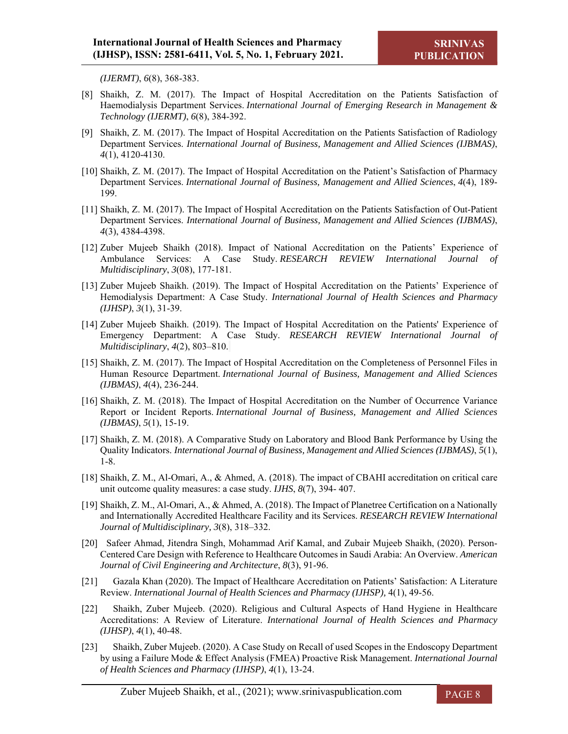*(IJERMT)*, *6*(8), 368-383.

[8] Shaikh, Z. M. (2017). The Impact of Hospital Accreditation on the Patients Satisfaction of Haemodialysis Department Services. *International Journal of Emerging Research in Management & Technology (IJERMT)*, *6*(8), 384-392.

[9] Shaikh, Z. M. (2017). The Impact of Hospital Accreditation on the Patients Satisfaction of Radiology Department Services. *International Journal of Business, Management and Allied Sciences (IJBMAS)*, *4*(1), 4120-4130.

[10] Shaikh, Z. M. (2017). The Impact of Hospital Accreditation on the Patient's Satisfaction of Pharmacy Department Services. *International Journal of Business, Management and Allied Sciences*, *4*(4), 189-199.

[11] Shaikh, Z. M. (2017). The Impact of Hospital Accreditation on the Patients Satisfaction of Out-Patient Department Services. *International Journal of Business, Management and Allied Sciences (IJBMAS)*, *4*(3), 4384-4398.

[12] Zuber Mujeeb Shaikh (2018). Impact of National Accreditation on the Patients' Experience of Ambulance Services: A Case Study. *RESEARCH REVIEW International Journal of Multidisciplinary*, *3*(08), 177-181.

[13] Zuber Mujeeb Shaikh. (2019). The Impact of Hospital Accreditation on the Patients' Experience of Hemodialysis Department: A Case Study. *International Journal of Health Sciences and Pharmacy (IJHSP)*, *3*(1), 31-39.

[14] Zuber Mujeeb Shaikh. (2019). The Impact of Hospital Accreditation on the Patients' Experience of Emergency Department: A Case Study. *RESEARCH REVIEW International Journal of Multidisciplinary*, *4*(2), 803–810.

[15] Shaikh, Z. M. (2017). The Impact of Hospital Accreditation on the Completeness of Personnel Files in Human Resource Department. *International Journal of Business, Management and Allied Sciences (IJBMAS)*, *4*(4), 236-244.

[16] Shaikh, Z. M. (2018). The Impact of Hospital Accreditation on the Number of Occurrence Variance Report or Incident Reports. *International Journal of Business, Management and Allied Sciences (IJBMAS)*, *5*(1), 15-19.

[17] Shaikh, Z. M. (2018). A Comparative Study on Laboratory and Blood Bank Performance by Using the Quality Indicators. *International Journal of Business, Management and Allied Sciences (IJBMAS)*, *5*(1), 1-8.

[18] Shaikh, Z. M., Al-Omari, A., & Ahmed, A. (2018). The impact of CBAHI accreditation on critical care unit outcome quality measures: a case study. *IJHS*, *8*(7), 394- 407.

[19] Shaikh, Z. M., Al-Omari, A., & Ahmed, A. (2018). The Impact of Planetree Certification on a Nationally and Internationally Accredited Healthcare Facility and its Services. *RESEARCH REVIEW International Journal of Multidisciplinary, 3*(8), 318–332.

[20] Safeer Ahmad, Jitendra Singh, Mohammad Arif Kamal, and Zubair Mujeeb Shaikh, (2020). Person-Centered Care Design with Reference to Healthcare Outcomes in Saudi Arabia: An Overview. *American Journal of Civil Engineering and Architecture*, *8*(3), 91-96.

[21] Gazala Khan (2020). The Impact of Healthcare Accreditation on Patients' Satisfaction: A Literature Review. *International Journal of Health Sciences and Pharmacy (IJHSP),* 4(1), 49-56.

[22] Shaikh, Zuber Mujeeb. (2020). Religious and Cultural Aspects of Hand Hygiene in Healthcare Accreditations: A Review of Literature. *International Journal of Health Sciences and Pharmacy (IJHSP)*, *4*(1), 40-48.

[23] Shaikh, Zuber Mujeeb. (2020). A Case Study on Recall of used Scopes in the Endoscopy Department by using a Failure Mode & Effect Analysis (FMEA) Proactive Risk Management. *International Journal of Health Sciences and Pharmacy (IJHSP)*, *4*(1), 13-24.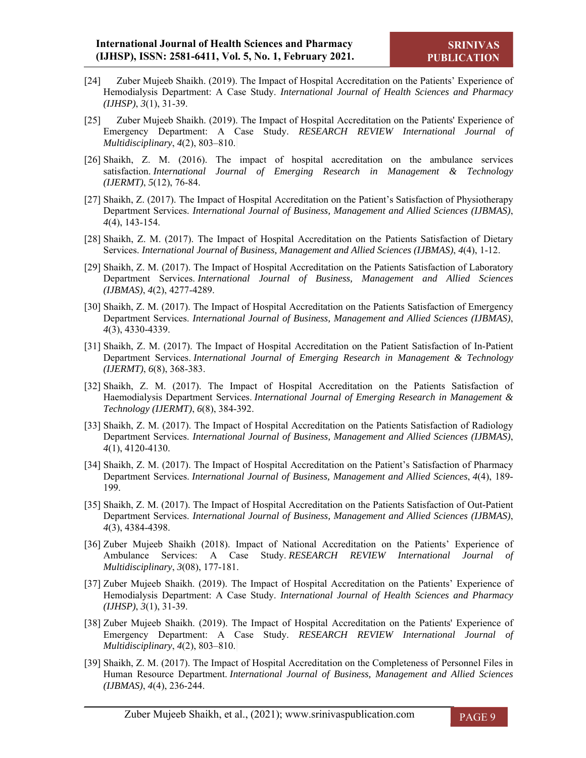[24] Zuber Mujeeb Shaikh. (2019). The Impact of Hospital Accreditation on the Patients' Experience of Hemodialysis Department: A Case Study. *International Journal of Health Sciences and Pharmacy (IJHSP)*, *3*(1), 31-39.

[25] Zuber Mujeeb Shaikh. (2019). The Impact of Hospital Accreditation on the Patients' Experience of Emergency Department: A Case Study. *RESEARCH REVIEW International Journal of Multidisciplinary*, *4*(2), 803–810.

[26] Shaikh, Z. M. (2016). The impact of hospital accreditation on the ambulance services satisfaction. *International Journal of Emerging Research in Management & Technology (IJERMT)*, *5*(12), 76-84.

[27] Shaikh, Z. (2017). The Impact of Hospital Accreditation on the Patient's Satisfaction of Physiotherapy Department Services. *International Journal of Business, Management and Allied Sciences (IJBMAS)*, *4*(4), 143-154.

[28] Shaikh, Z. M. (2017). The Impact of Hospital Accreditation on the Patients Satisfaction of Dietary Services. *International Journal of Business, Management and Allied Sciences (IJBMAS)*, *4*(4), 1-12.

[29] Shaikh, Z. M. (2017). The Impact of Hospital Accreditation on the Patients Satisfaction of Laboratory Department Services. *International Journal of Business, Management and Allied Sciences (IJBMAS)*, *4*(2), 4277-4289.

[30] Shaikh, Z. M. (2017). The Impact of Hospital Accreditation on the Patients Satisfaction of Emergency Department Services. *International Journal of Business, Management and Allied Sciences (IJBMAS)*, *4*(3), 4330-4339.

[31] Shaikh, Z. M. (2017). The Impact of Hospital Accreditation on the Patient Satisfaction of In-Patient Department Services. *International Journal of Emerging Research in Management & Technology (IJERMT)*, *6*(8), 368-383.

[32] Shaikh, Z. M. (2017). The Impact of Hospital Accreditation on the Patients Satisfaction of Haemodialysis Department Services. *International Journal of Emerging Research in Management & Technology (IJERMT)*, *6*(8), 384-392.

[33] Shaikh, Z. M. (2017). The Impact of Hospital Accreditation on the Patients Satisfaction of Radiology Department Services. *International Journal of Business, Management and Allied Sciences (IJBMAS)*, *4*(1), 4120-4130.

[34] Shaikh, Z. M. (2017). The Impact of Hospital Accreditation on the Patient's Satisfaction of Pharmacy Department Services. *International Journal of Business, Management and Allied Sciences*, *4*(4), 189-199.

[35] Shaikh, Z. M. (2017). The Impact of Hospital Accreditation on the Patients Satisfaction of Out-Patient Department Services. *International Journal of Business, Management and Allied Sciences (IJBMAS)*, *4*(3), 4384-4398.

[36] Zuber Mujeeb Shaikh (2018). Impact of National Accreditation on the Patients' Experience of Ambulance Services: A Case Study. *RESEARCH REVIEW International Journal of Multidisciplinary*, *3*(08), 177-181.

[37] Zuber Mujeeb Shaikh. (2019). The Impact of Hospital Accreditation on the Patients' Experience of Hemodialysis Department: A Case Study. *International Journal of Health Sciences and Pharmacy (IJHSP)*, *3*(1), 31-39.

[38] Zuber Mujeeb Shaikh. (2019). The Impact of Hospital Accreditation on the Patients' Experience of Emergency Department: A Case Study. *RESEARCH REVIEW International Journal of Multidisciplinary*, *4*(2), 803–810.

[39] Shaikh, Z. M. (2017). The Impact of Hospital Accreditation on the Completeness of Personnel Files in Human Resource Department. *International Journal of Business, Management and Allied Sciences (IJBMAS)*, *4*(4), 236-244.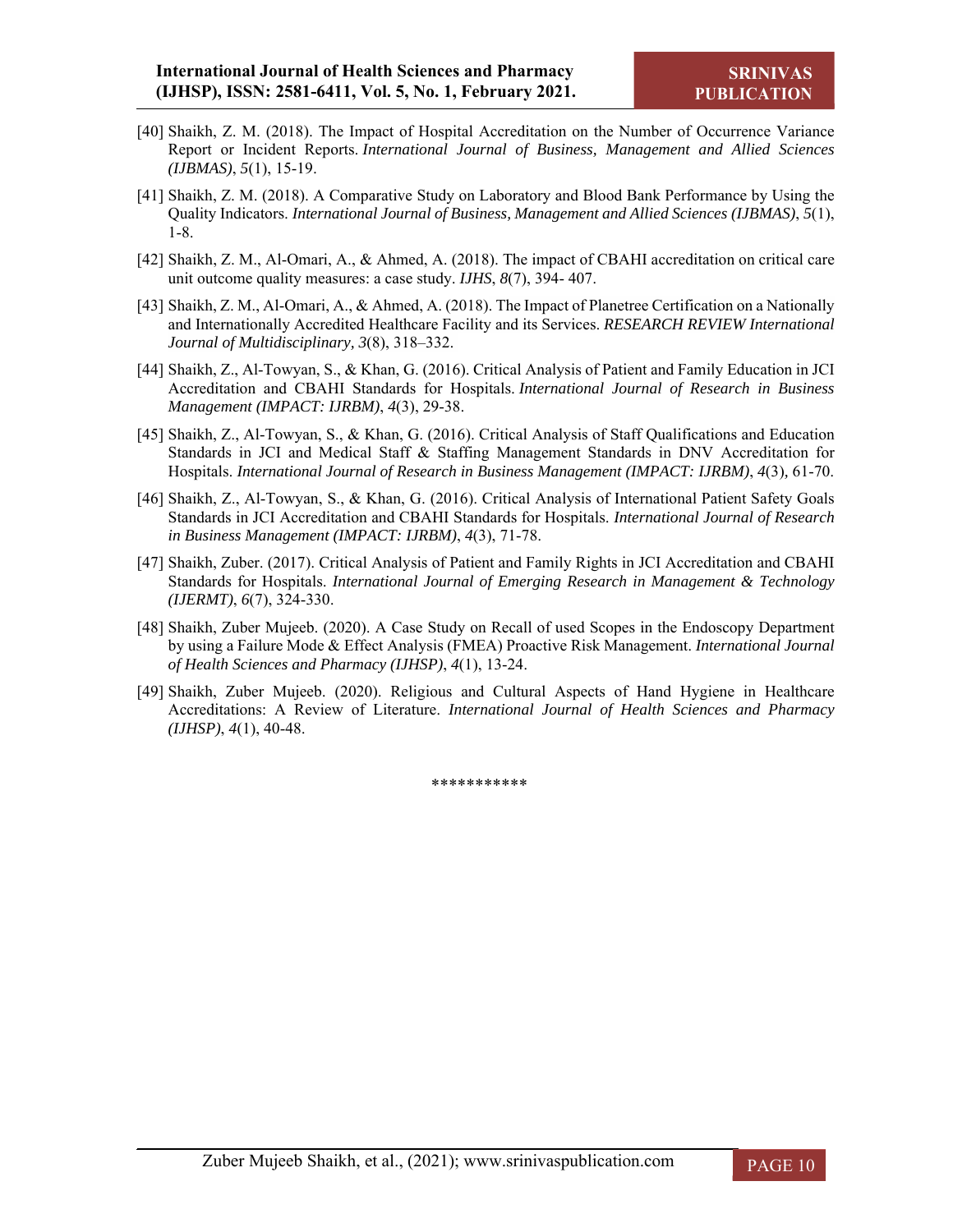[40] Shaikh, Z. M. (2018). The Impact of Hospital Accreditation on the Number of Occurrence Variance Report or Incident Reports. *International Journal of Business, Management and Allied Sciences (IJBMAS)*, *5*(1), 15-19.

[41] Shaikh, Z. M. (2018). A Comparative Study on Laboratory and Blood Bank Performance by Using the Quality Indicators. *International Journal of Business, Management and Allied Sciences (IJBMAS)*, *5*(1), 1-8.

[42] Shaikh, Z. M., Al-Omari, A., & Ahmed, A. (2018). The impact of CBAHI accreditation on critical care unit outcome quality measures: a case study. *IJHS*, *8*(7), 394- 407.

[43] Shaikh, Z. M., Al-Omari, A., & Ahmed, A. (2018). The Impact of Planetree Certification on a Nationally and Internationally Accredited Healthcare Facility and its Services. *RESEARCH REVIEW International Journal of Multidisciplinary, 3*(8), 318–332.

[44] Shaikh, Z., Al-Towyan, S., & Khan, G. (2016). Critical Analysis of Patient and Family Education in JCI Accreditation and CBAHI Standards for Hospitals. *International Journal of Research in Business Management (IMPACT: IJRBM)*, *4*(3), 29-38.

[45] Shaikh, Z., Al-Towyan, S., & Khan, G. (2016). Critical Analysis of Staff Qualifications and Education Standards in JCI and Medical Staff & Staffing Management Standards in DNV Accreditation for Hospitals. *International Journal of Research in Business Management (IMPACT: IJRBM)*, *4*(3), 61-70.

[46] Shaikh, Z., Al-Towyan, S., & Khan, G. (2016). Critical Analysis of International Patient Safety Goals Standards in JCI Accreditation and CBAHI Standards for Hospitals. *International Journal of Research in Business Management (IMPACT: IJRBM)*, *4*(3), 71-78.

[47] Shaikh, Zuber. (2017). Critical Analysis of Patient and Family Rights in JCI Accreditation and CBAHI Standards for Hospitals. *International Journal of Emerging Research in Management & Technology (IJERMT)*, *6*(7), 324-330.

[48] Shaikh, Zuber Mujeeb. (2020). A Case Study on Recall of used Scopes in the Endoscopy Department by using a Failure Mode & Effect Analysis (FMEA) Proactive Risk Management. *International Journal of Health Sciences and Pharmacy (IJHSP)*, *4*(1), 13-24.

[49] Shaikh, Zuber Mujeeb. (2020). Religious and Cultural Aspects of Hand Hygiene in Healthcare Accreditations: A Review of Literature. *International Journal of Health Sciences and Pharmacy (IJHSP)*, *4*(1), 40-48.

***********